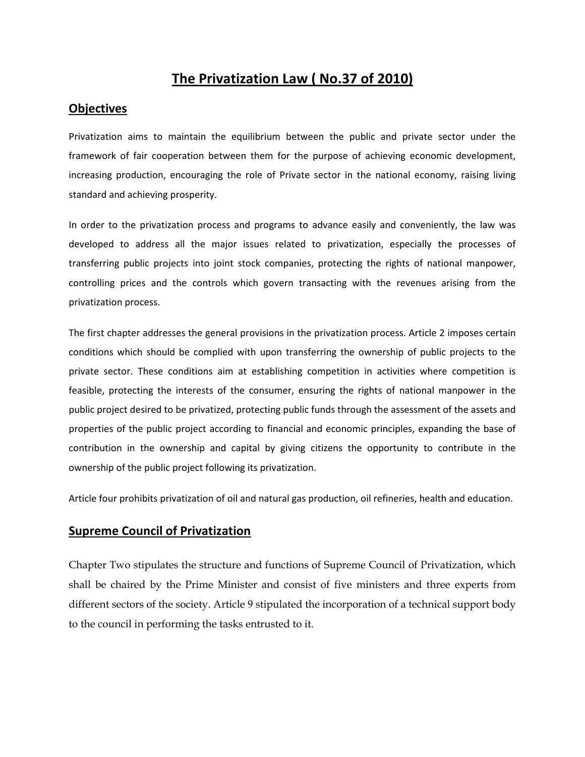# The Privatization Law ( No.37 of 2010)

## Objectives

Privatization aims to maintain the equilibrium between the public and private sector under the framework of fair cooperation between them for the purpose of achieving economic development, increasing production, encouraging the role of Private sector in the national economy, raising living standard and achieving prosperity.

In order to the privatization process and programs to advance easily and conveniently, the law was developed to address all the major issues related to privatization, especially the processes of transferring public projects into joint stock companies, protecting the rights of national manpower, controlling prices and the controls which govern transacting with the revenues arising from the privatization process.

The first chapter addresses the general provisions in the privatization process. Article 2 imposes certain conditions which should be complied with upon transferring the ownership of public projects to the private sector. These conditions aim at establishing competition in activities where competition is feasible, protecting the interests of the consumer, ensuring the rights of national manpower in the public project desired to be privatized, protecting public funds through the assessment of the assets and properties of the public project according to financial and economic principles, expanding the base of contribution in the ownership and capital by giving citizens the opportunity to contribute in the ownership of the public project following its privatization.

Article four prohibits privatization of oil and natural gas production, oil refineries, health and education.

## Supreme Council of Privatization

Chapter Two stipulates the structure and functions of Supreme Council of Privatization, which shall be chaired by the Prime Minister and consist of five ministers and three experts from different sectors of the society. Article 9 stipulated the incorporation of a technical support body to the council in performing the tasks entrusted to it.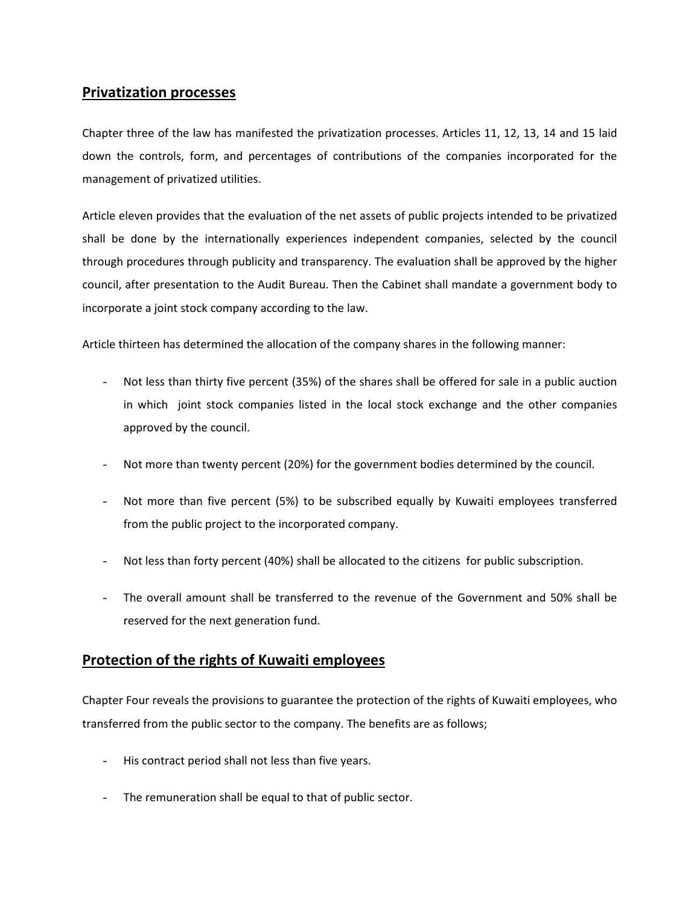## Privatization processes

Chapter three of the law has manifested the privatization processes. Articles 11, 12, 13, 14 and 15 laid down the controls, form, and percentages of contributions of the companies incorporated for the management of privatized utilities.

Article eleven provides that the evaluation of the net assets of public projects intended to be privatized shall be done by the internationally experiences independent companies, selected by the council through procedures through publicity and transparency. The evaluation shall be approved by the higher council, after presentation to the Audit Bureau. Then the Cabinet shall mandate a government body to incorporate a joint stock company according to the law.

Article thirteen has determined the allocation of the company shares in the following manner:

- Not less than thirty five percent (35%) of the shares shall be offered for sale in a public auction in which joint stock companies listed in the local stock exchange and the other companies approved by the council.
- Not more than twenty percent (20%) for the government bodies determined by the council.
- Not more than five percent (5%) to be subscribed equally by Kuwaiti employees transferred from the public project to the incorporated company.
- Not less than forty percent (40%) shall be allocated to the citizens for public subscription.
- The overall amount shall be transferred to the revenue of the Government and 50% shall be reserved for the next generation fund.

## Protection of the rights of Kuwaiti employees

Chapter Four reveals the provisions to guarantee the protection of the rights of Kuwaiti employees, who transferred from the public sector to the company. The benefits are as follows;

- His contract period shall not less than five years.
- The remuneration shall be equal to that of public sector.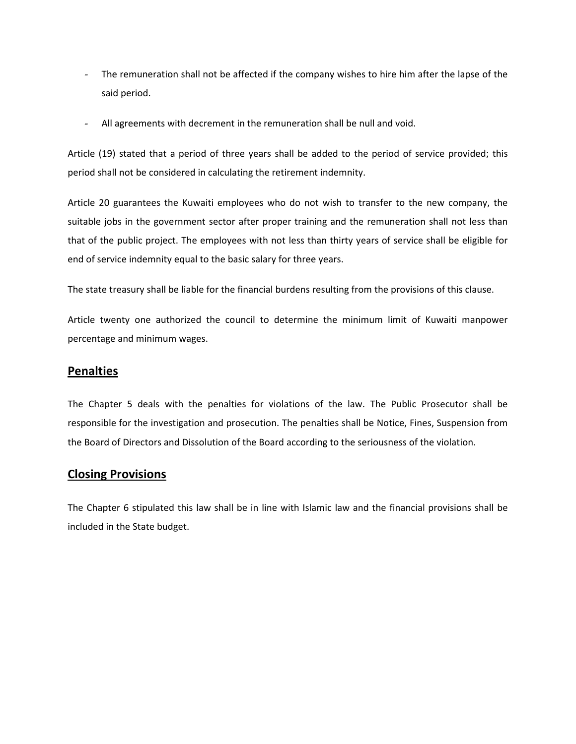- The remuneration shall not be affected if the company wishes to hire him after the lapse of the said period.
- All agreements with decrement in the remuneration shall be null and void.

Article (19) stated that a period of three years shall be added to the period of service provided; this period shall not be considered in calculating the retirement indemnity.

Article 20 guarantees the Kuwaiti employees who do not wish to transfer to the new company, the suitable jobs in the government sector after proper training and the remuneration shall not less than that of the public project. The employees with not less than thirty years of service shall be eligible for end of service indemnity equal to the basic salary for three years.

The state treasury shall be liable for the financial burdens resulting from the provisions of this clause.

Article twenty one authorized the council to determine the minimum limit of Kuwaiti manpower percentage and minimum wages.

## Penalties

The Chapter 5 deals with the penalties for violations of the law. The Public Prosecutor shall be responsible for the investigation and prosecution. The penalties shall be Notice, Fines, Suspension from the Board of Directors and Dissolution of the Board according to the seriousness of the violation.

## Closing Provisions

The Chapter 6 stipulated this law shall be in line with Islamic law and the financial provisions shall be included in the State budget.